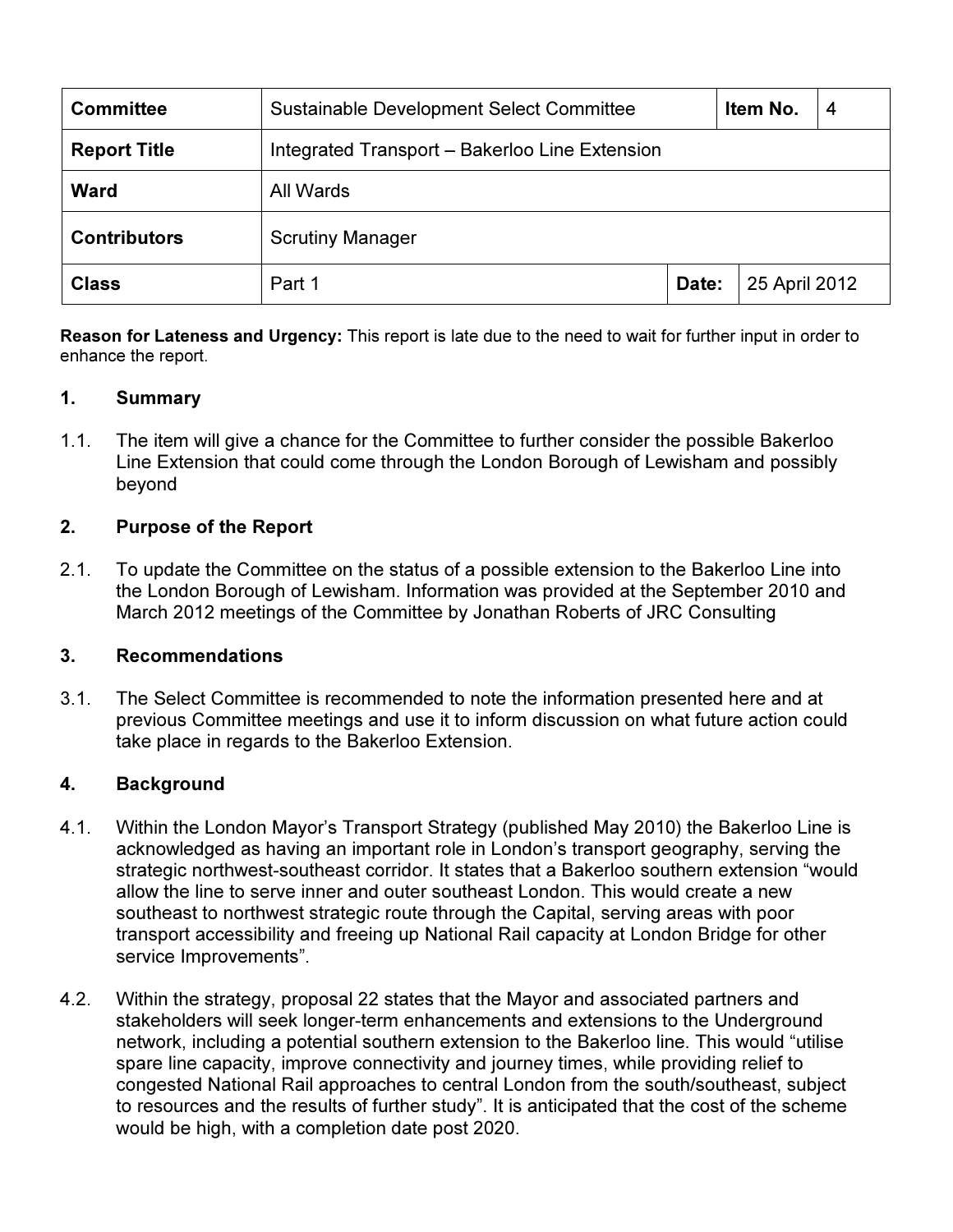| Committee | Sustainable Development Select Committee | | Item No. | 4 |
|---|---|---|---|---|
| Report Title | Integrated Transport – Bakerloo Line Extension | | | |
| Ward | All Wards | | | |
| Contributors | Scrutiny Manager | | | |
| Class | Part 1 | Date: | 25 April 2012 | |

**Reason for Lateness and Urgency:** This report is late due to the need to wait for further input in order to enhance the report.

## 1. Summary

1.1. The item will give a chance for the Committee to further consider the possible Bakerloo Line Extension that could come through the London Borough of Lewisham and possibly beyond

## 2. Purpose of the Report

2.1. To update the Committee on the status of a possible extension to the Bakerloo Line into the London Borough of Lewisham. Information was provided at the September 2010 and March 2012 meetings of the Committee by Jonathan Roberts of JRC Consulting

## 3. Recommendations

3.1. The Select Committee is recommended to note the information presented here and at previous Committee meetings and use it to inform discussion on what future action could take place in regards to the Bakerloo Extension.

## 4. Background

4.1. Within the London Mayor's Transport Strategy (published May 2010) the Bakerloo Line is acknowledged as having an important role in London's transport geography, serving the strategic northwest-southeast corridor. It states that a Bakerloo southern extension "would allow the line to serve inner and outer southeast London. This would create a new southeast to northwest strategic route through the Capital, serving areas with poor transport accessibility and freeing up National Rail capacity at London Bridge for other service Improvements".

4.2. Within the strategy, proposal 22 states that the Mayor and associated partners and stakeholders will seek longer-term enhancements and extensions to the Underground network, including a potential southern extension to the Bakerloo line. This would "utilise spare line capacity, improve connectivity and journey times, while providing relief to congested National Rail approaches to central London from the south/southeast, subject to resources and the results of further study". It is anticipated that the cost of the scheme would be high, with a completion date post 2020.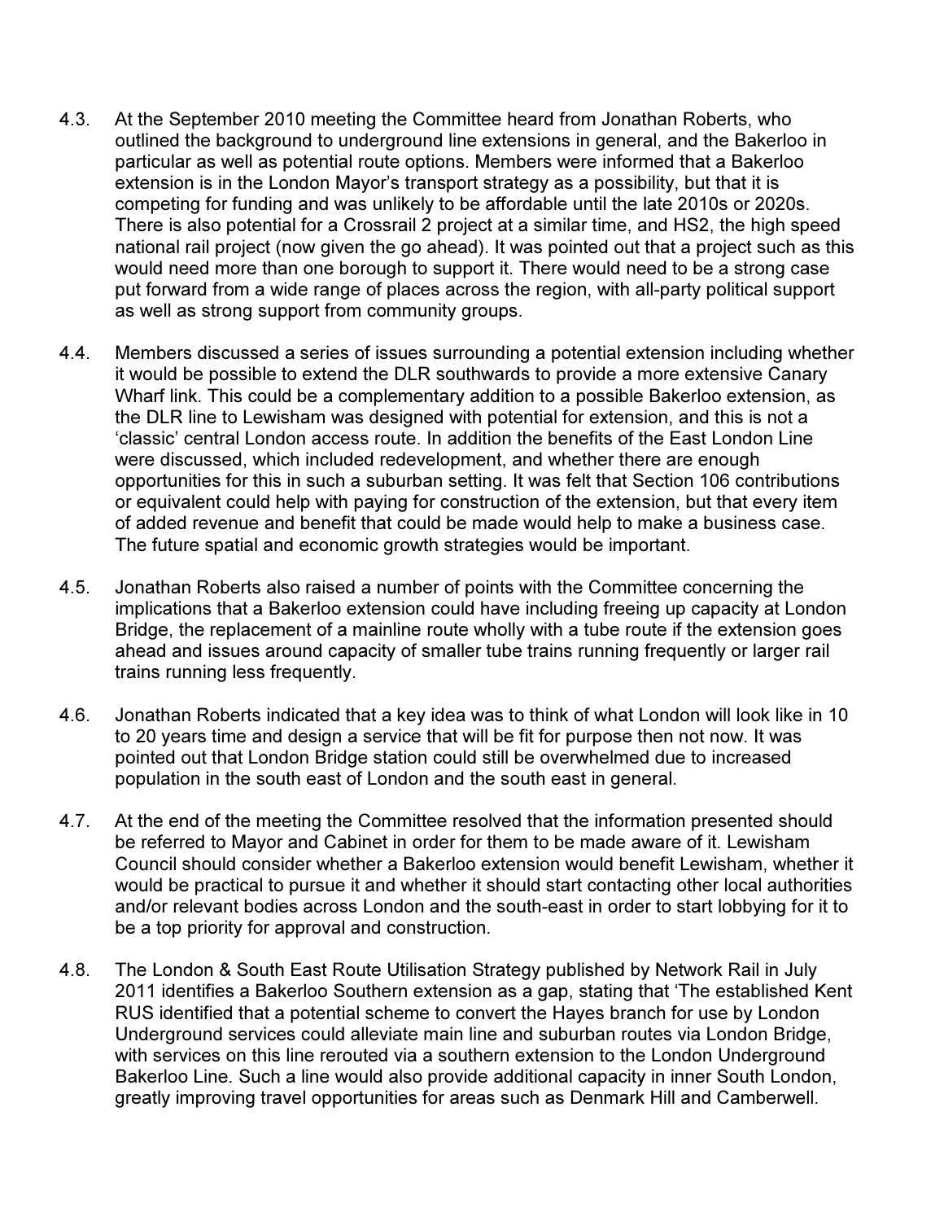4.3. At the September 2010 meeting the Committee heard from Jonathan Roberts, who outlined the background to underground line extensions in general, and the Bakerloo in particular as well as potential route options. Members were informed that a Bakerloo extension is in the London Mayor's transport strategy as a possibility, but that it is competing for funding and was unlikely to be affordable until the late 2010s or 2020s. There is also potential for a Crossrail 2 project at a similar time, and HS2, the high speed national rail project (now given the go ahead). It was pointed out that a project such as this would need more than one borough to support it. There would need to be a strong case put forward from a wide range of places across the region, with all-party political support as well as strong support from community groups.

4.4. Members discussed a series of issues surrounding a potential extension including whether it would be possible to extend the DLR southwards to provide a more extensive Canary Wharf link. This could be a complementary addition to a possible Bakerloo extension, as the DLR line to Lewisham was designed with potential for extension, and this is not a 'classic' central London access route. In addition the benefits of the East London Line were discussed, which included redevelopment, and whether there are enough opportunities for this in such a suburban setting. It was felt that Section 106 contributions or equivalent could help with paying for construction of the extension, but that every item of added revenue and benefit that could be made would help to make a business case. The future spatial and economic growth strategies would be important.

4.5. Jonathan Roberts also raised a number of points with the Committee concerning the implications that a Bakerloo extension could have including freeing up capacity at London Bridge, the replacement of a mainline route wholly with a tube route if the extension goes ahead and issues around capacity of smaller tube trains running frequently or larger rail trains running less frequently.

4.6. Jonathan Roberts indicated that a key idea was to think of what London will look like in 10 to 20 years time and design a service that will be fit for purpose then not now. It was pointed out that London Bridge station could still be overwhelmed due to increased population in the south east of London and the south east in general.

4.7. At the end of the meeting the Committee resolved that the information presented should be referred to Mayor and Cabinet in order for them to be made aware of it. Lewisham Council should consider whether a Bakerloo extension would benefit Lewisham, whether it would be practical to pursue it and whether it should start contacting other local authorities and/or relevant bodies across London and the south-east in order to start lobbying for it to be a top priority for approval and construction.

4.8. The London & South East Route Utilisation Strategy published by Network Rail in July 2011 identifies a Bakerloo Southern extension as a gap, stating that 'The established Kent RUS identified that a potential scheme to convert the Hayes branch for use by London Underground services could alleviate main line and suburban routes via London Bridge, with services on this line rerouted via a southern extension to the London Underground Bakerloo Line. Such a line would also provide additional capacity in inner South London, greatly improving travel opportunities for areas such as Denmark Hill and Camberwell.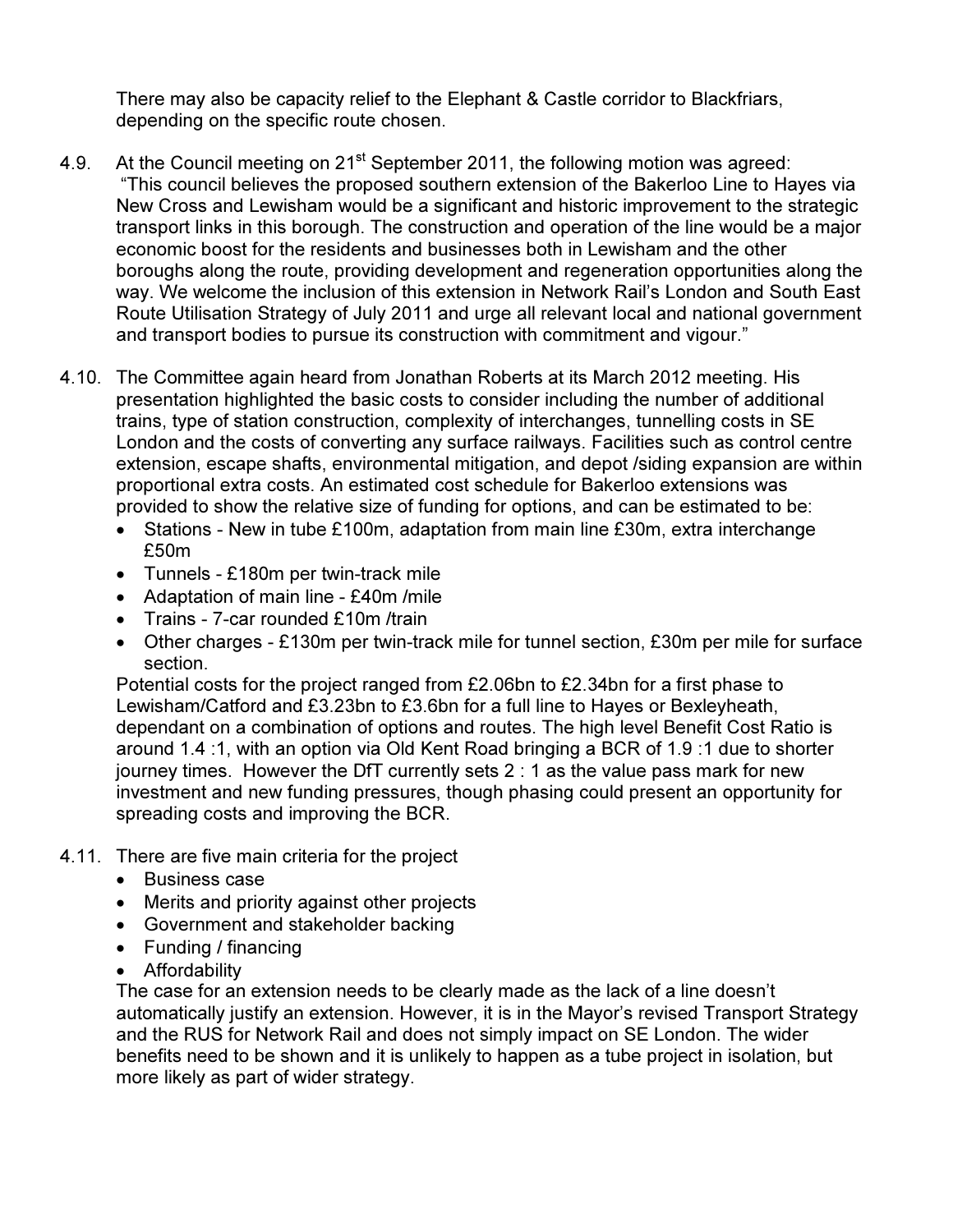There may also be capacity relief to the Elephant & Castle corridor to Blackfriars, depending on the specific route chosen.

4.9. At the Council meeting on 21st September 2011, the following motion was agreed: "This council believes the proposed southern extension of the Bakerloo Line to Hayes via New Cross and Lewisham would be a significant and historic improvement to the strategic transport links in this borough. The construction and operation of the line would be a major economic boost for the residents and businesses both in Lewisham and the other boroughs along the route, providing development and regeneration opportunities along the way. We welcome the inclusion of this extension in Network Rail's London and South East Route Utilisation Strategy of July 2011 and urge all relevant local and national government and transport bodies to pursue its construction with commitment and vigour."

4.10. The Committee again heard from Jonathan Roberts at its March 2012 meeting. His presentation highlighted the basic costs to consider including the number of additional trains, type of station construction, complexity of interchanges, tunnelling costs in SE London and the costs of converting any surface railways. Facilities such as control centre extension, escape shafts, environmental mitigation, and depot /siding expansion are within proportional extra costs. An estimated cost schedule for Bakerloo extensions was provided to show the relative size of funding for options, and can be estimated to be:

- Stations - New in tube £100m, adaptation from main line £30m, extra interchange £50m
- Tunnels - £180m per twin-track mile
- Adaptation of main line - £40m /mile
- Trains - 7-car rounded £10m /train
- Other charges - £130m per twin-track mile for tunnel section, £30m per mile for surface section.

Potential costs for the project ranged from £2.06bn to £2.34bn for a first phase to Lewisham/Catford and £3.23bn to £3.6bn for a full line to Hayes or Bexleyheath, dependant on a combination of options and routes. The high level Benefit Cost Ratio is around 1.4 :1, with an option via Old Kent Road bringing a BCR of 1.9 :1 due to shorter journey times. However the DfT currently sets 2 : 1 as the value pass mark for new investment and new funding pressures, though phasing could present an opportunity for spreading costs and improving the BCR.

4.11. There are five main criteria for the project

- Business case
- Merits and priority against other projects
- Government and stakeholder backing
- Funding / financing
- Affordability

The case for an extension needs to be clearly made as the lack of a line doesn't automatically justify an extension. However, it is in the Mayor's revised Transport Strategy and the RUS for Network Rail and does not simply impact on SE London. The wider benefits need to be shown and it is unlikely to happen as a tube project in isolation, but more likely as part of wider strategy.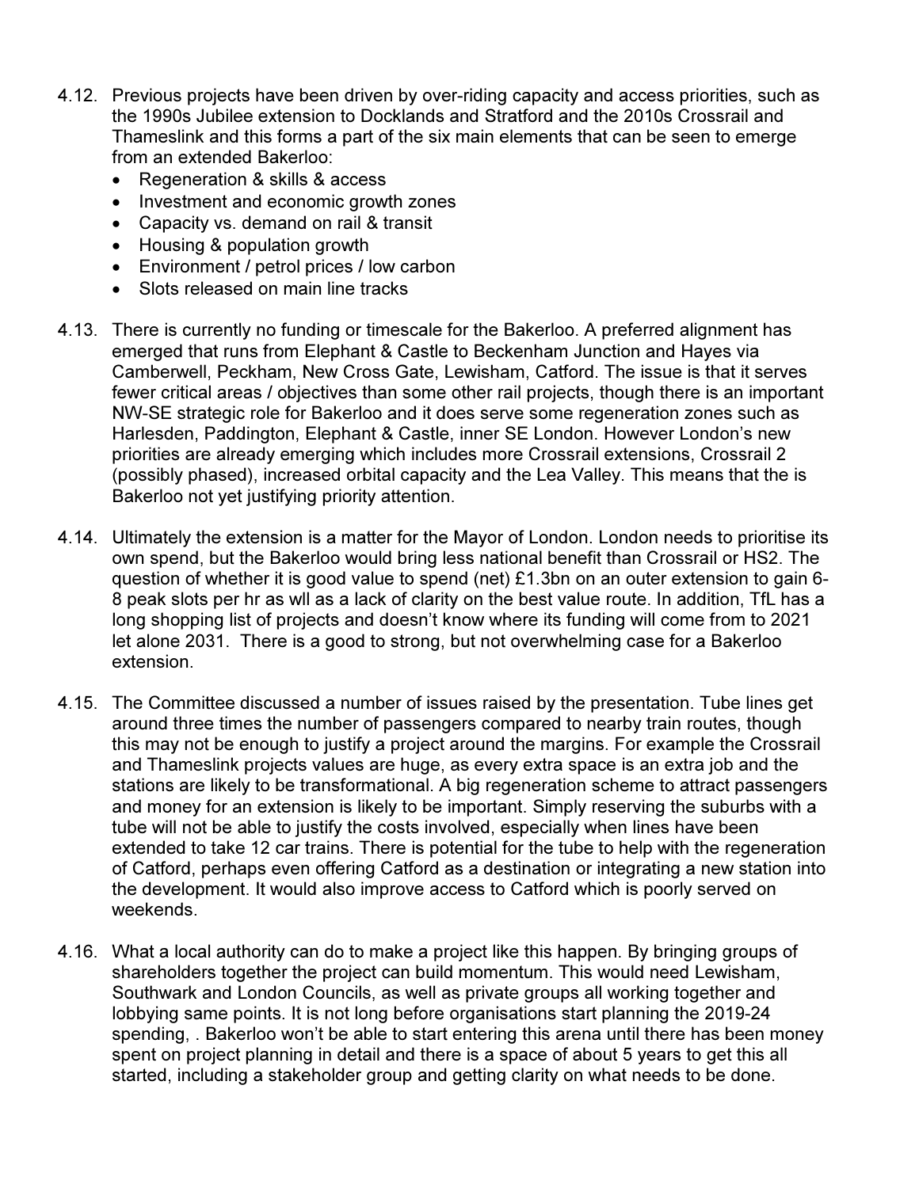4.12. Previous projects have been driven by over-riding capacity and access priorities, such as the 1990s Jubilee extension to Docklands and Stratford and the 2010s Crossrail and Thameslink and this forms a part of the six main elements that can be seen to emerge from an extended Bakerloo:

- Regeneration & skills & access
- Investment and economic growth zones
- Capacity vs. demand on rail & transit
- Housing & population growth
- Environment / petrol prices / low carbon
- Slots released on main line tracks

4.13. There is currently no funding or timescale for the Bakerloo. A preferred alignment has emerged that runs from Elephant & Castle to Beckenham Junction and Hayes via Camberwell, Peckham, New Cross Gate, Lewisham, Catford. The issue is that it serves fewer critical areas / objectives than some other rail projects, though there is an important NW-SE strategic role for Bakerloo and it does serve some regeneration zones such as Harlesden, Paddington, Elephant & Castle, inner SE London. However London's new priorities are already emerging which includes more Crossrail extensions, Crossrail 2 (possibly phased), increased orbital capacity and the Lea Valley. This means that the is Bakerloo not yet justifying priority attention.

4.14. Ultimately the extension is a matter for the Mayor of London. London needs to prioritise its own spend, but the Bakerloo would bring less national benefit than Crossrail or HS2. The question of whether it is good value to spend (net) £1.3bn on an outer extension to gain 6-8 peak slots per hr as wll as a lack of clarity on the best value route. In addition, TfL has a long shopping list of projects and doesn't know where its funding will come from to 2021 let alone 2031. There is a good to strong, but not overwhelming case for a Bakerloo extension.

4.15. The Committee discussed a number of issues raised by the presentation. Tube lines get around three times the number of passengers compared to nearby train routes, though this may not be enough to justify a project around the margins. For example the Crossrail and Thameslink projects values are huge, as every extra space is an extra job and the stations are likely to be transformational. A big regeneration scheme to attract passengers and money for an extension is likely to be important. Simply reserving the suburbs with a tube will not be able to justify the costs involved, especially when lines have been extended to take 12 car trains. There is potential for the tube to help with the regeneration of Catford, perhaps even offering Catford as a destination or integrating a new station into the development. It would also improve access to Catford which is poorly served on weekends.

4.16. What a local authority can do to make a project like this happen. By bringing groups of shareholders together the project can build momentum. This would need Lewisham, Southwark and London Councils, as well as private groups all working together and lobbying same points. It is not long before organisations start planning the 2019-24 spending, . Bakerloo won't be able to start entering this arena until there has been money spent on project planning in detail and there is a space of about 5 years to get this all started, including a stakeholder group and getting clarity on what needs to be done.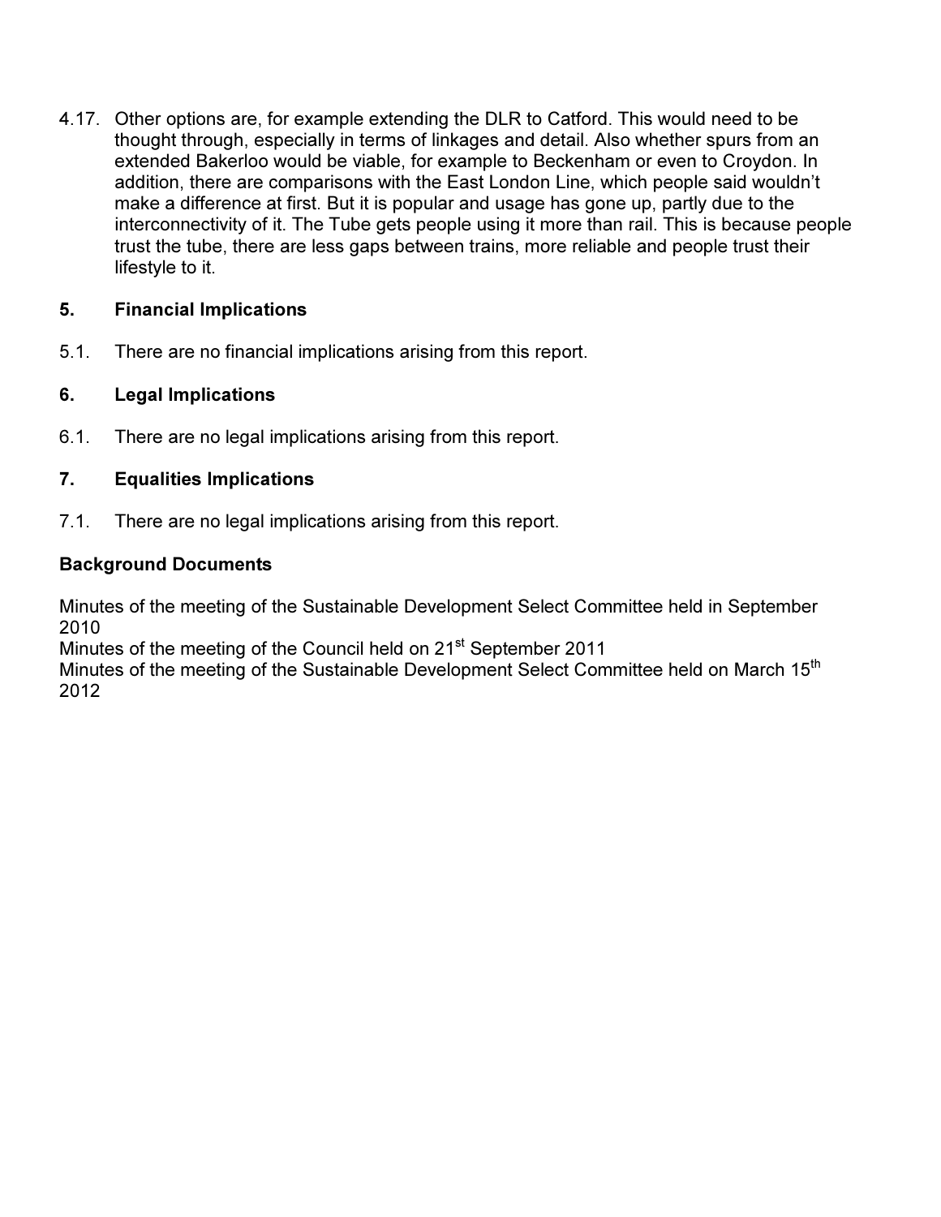4.17. Other options are, for example extending the DLR to Catford. This would need to be thought through, especially in terms of linkages and detail. Also whether spurs from an extended Bakerloo would be viable, for example to Beckenham or even to Croydon. In addition, there are comparisons with the East London Line, which people said wouldn't make a difference at first. But it is popular and usage has gone up, partly due to the interconnectivity of it. The Tube gets people using it more than rail. This is because people trust the tube, there are less gaps between trains, more reliable and people trust their lifestyle to it.

## 5. Financial Implications

5.1. There are no financial implications arising from this report.

## 6. Legal Implications

6.1. There are no legal implications arising from this report.

## 7. Equalities Implications

7.1. There are no legal implications arising from this report.

## Background Documents

Minutes of the meeting of the Sustainable Development Select Committee held in September 2010

Minutes of the meeting of the Council held on 21st September 2011

Minutes of the meeting of the Sustainable Development Select Committee held on March 15th 2012